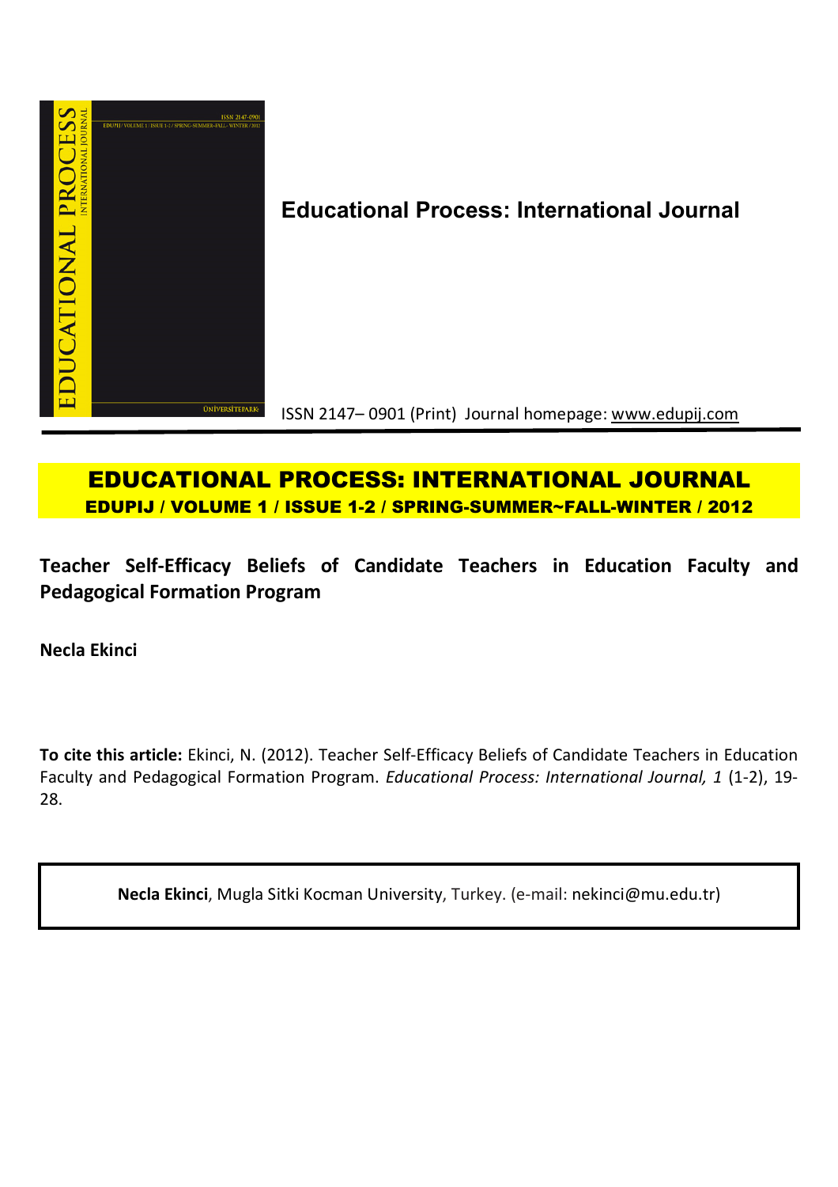**Educational Process: International Journal**

ISSN 2147– 0901 (Print) Journal homepage: www.edupij.com

# EDUCATIONAL PROCESS: INTERNATIONAL JOURNAL

**EDUPIJ / VOLUME 1 / ISSUE 1-2 / SPRING-SUMMER~FALL-WINTER / 2012**

## Teacher Self-Efficacy Beliefs of Candidate Teachers in Education Faculty and Pedagogical Formation Program

**Necla Ekinci**

**To cite this article:** Ekinci, N. (2012). Teacher Self-Efficacy Beliefs of Candidate Teachers in Education Faculty and Pedagogical Formation Program. *Educational Process: International Journal, 1* (1-2), 19-28.

**Necla Ekinci**, Mugla Sitki Kocman University, Turkey. (e-mail: nekinci@mu.edu.tr)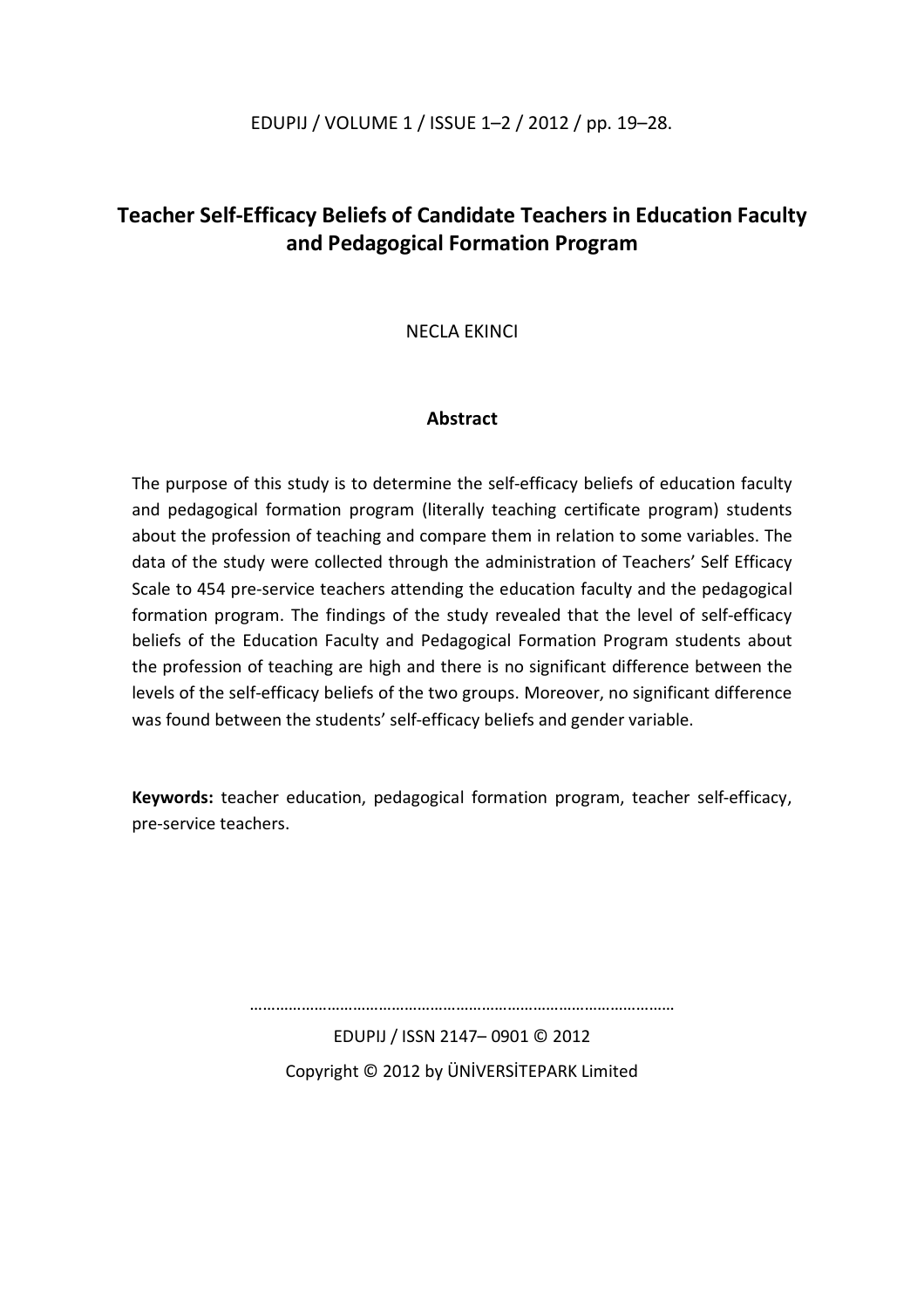# Teacher Self-Efficacy Beliefs of Candidate Teachers in Education Faculty and Pedagogical Formation Program

NECLA EKINCI

## Abstract

The purpose of this study is to determine the self-efficacy beliefs of education faculty and pedagogical formation program (literally teaching certificate program) students about the profession of teaching and compare them in relation to some variables. The data of the study were collected through the administration of Teachers' Self Efficacy Scale to 454 pre-service teachers attending the education faculty and the pedagogical formation program. The findings of the study revealed that the level of self-efficacy beliefs of the Education Faculty and Pedagogical Formation Program students about the profession of teaching are high and there is no significant difference between the levels of the self-efficacy beliefs of the two groups. Moreover, no significant difference was found between the students' self-efficacy beliefs and gender variable.

**Keywords:** teacher education, pedagogical formation program, teacher self-efficacy, pre-service teachers.

…………………………………………………………………………………

EDUPIJ / ISSN 2147– 0901 © 2012

Copyright © 2012 by ÜNİVERSİTEPARK Limited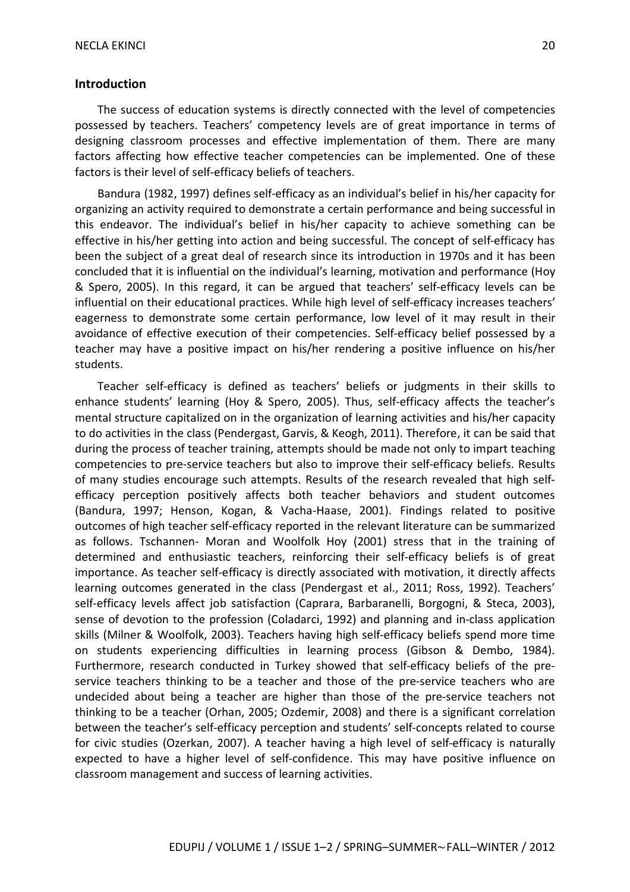## Introduction

The success of education systems is directly connected with the level of competencies possessed by teachers. Teachers' competency levels are of great importance in terms of designing classroom processes and effective implementation of them. There are many factors affecting how effective teacher competencies can be implemented. One of these factors is their level of self-efficacy beliefs of teachers.

Bandura (1982, 1997) defines self-efficacy as an individual's belief in his/her capacity for organizing an activity required to demonstrate a certain performance and being successful in this endeavor. The individual's belief in his/her capacity to achieve something can be effective in his/her getting into action and being successful. The concept of self-efficacy has been the subject of a great deal of research since its introduction in 1970s and it has been concluded that it is influential on the individual's learning, motivation and performance (Hoy & Spero, 2005). In this regard, it can be argued that teachers' self-efficacy levels can be influential on their educational practices. While high level of self-efficacy increases teachers' eagerness to demonstrate some certain performance, low level of it may result in their avoidance of effective execution of their competencies. Self-efficacy belief possessed by a teacher may have a positive impact on his/her rendering a positive influence on his/her students.

Teacher self-efficacy is defined as teachers' beliefs or judgments in their skills to enhance students' learning (Hoy & Spero, 2005). Thus, self-efficacy affects the teacher's mental structure capitalized on in the organization of learning activities and his/her capacity to do activities in the class (Pendergast, Garvis, & Keogh, 2011). Therefore, it can be said that during the process of teacher training, attempts should be made not only to impart teaching competencies to pre-service teachers but also to improve their self-efficacy beliefs. Results of many studies encourage such attempts. Results of the research revealed that high self-efficacy perception positively affects both teacher behaviors and student outcomes (Bandura, 1997; Henson, Kogan, & Vacha-Haase, 2001). Findings related to positive outcomes of high teacher self-efficacy reported in the relevant literature can be summarized as follows. Tschannen- Moran and Woolfolk Hoy (2001) stress that in the training of determined and enthusiastic teachers, reinforcing their self-efficacy beliefs is of great importance. As teacher self-efficacy is directly associated with motivation, it directly affects learning outcomes generated in the class (Pendergast et al., 2011; Ross, 1992). Teachers' self-efficacy levels affect job satisfaction (Caprara, Barbaranelli, Borgogni, & Steca, 2003), sense of devotion to the profession (Coladarci, 1992) and planning and in-class application skills (Milner & Woolfolk, 2003). Teachers having high self-efficacy beliefs spend more time on students experiencing difficulties in learning process (Gibson & Dembo, 1984). Furthermore, research conducted in Turkey showed that self-efficacy beliefs of the pre-service teachers thinking to be a teacher and those of the pre-service teachers who are undecided about being a teacher are higher than those of the pre-service teachers not thinking to be a teacher (Orhan, 2005; Ozdemir, 2008) and there is a significant correlation between the teacher's self-efficacy perception and students' self-concepts related to course for civic studies (Ozerkan, 2007). A teacher having a high level of self-efficacy is naturally expected to have a higher level of self-confidence. This may have positive influence on classroom management and success of learning activities.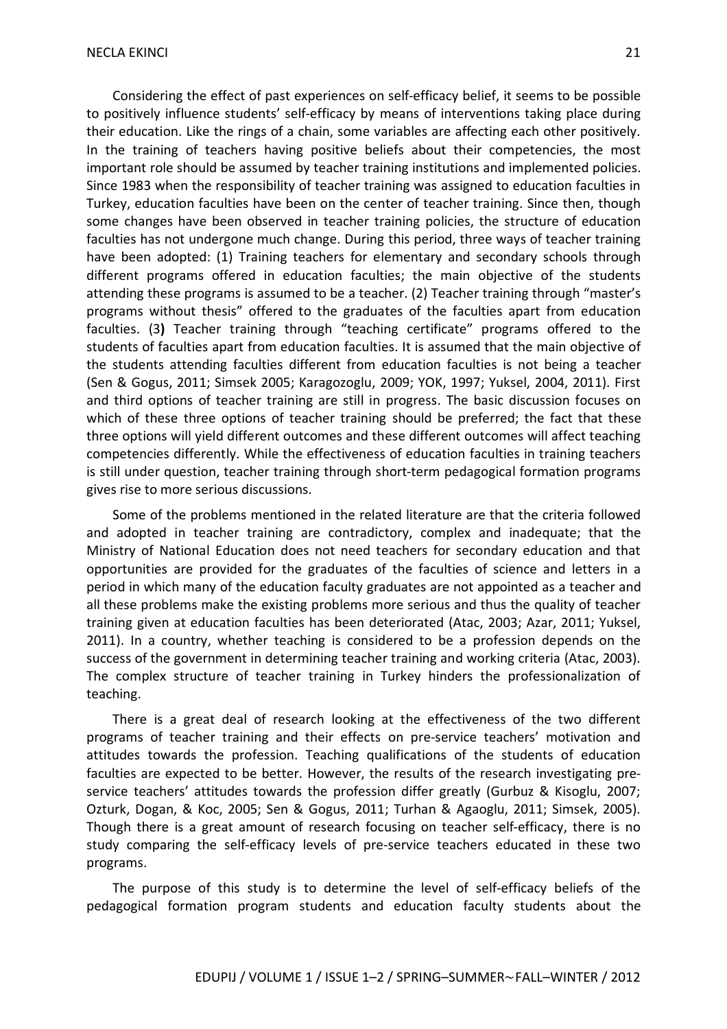Considering the effect of past experiences on self-efficacy belief, it seems to be possible to positively influence students' self-efficacy by means of interventions taking place during their education. Like the rings of a chain, some variables are affecting each other positively. In the training of teachers having positive beliefs about their competencies, the most important role should be assumed by teacher training institutions and implemented policies. Since 1983 when the responsibility of teacher training was assigned to education faculties in Turkey, education faculties have been on the center of teacher training. Since then, though some changes have been observed in teacher training policies, the structure of education faculties has not undergone much change. During this period, three ways of teacher training have been adopted: (1) Training teachers for elementary and secondary schools through different programs offered in education faculties; the main objective of the students attending these programs is assumed to be a teacher. (2) Teacher training through "master's programs without thesis" offered to the graduates of the faculties apart from education faculties. (3**)** Teacher training through "teaching certificate" programs offered to the students of faculties apart from education faculties. It is assumed that the main objective of the students attending faculties different from education faculties is not being a teacher (Sen & Gogus, 2011; Simsek 2005; Karagozoglu, 2009; YOK, 1997; Yuksel, 2004, 2011). First and third options of teacher training are still in progress. The basic discussion focuses on which of these three options of teacher training should be preferred; the fact that these three options will yield different outcomes and these different outcomes will affect teaching competencies differently. While the effectiveness of education faculties in training teachers is still under question, teacher training through short-term pedagogical formation programs gives rise to more serious discussions.

Some of the problems mentioned in the related literature are that the criteria followed and adopted in teacher training are contradictory, complex and inadequate; that the Ministry of National Education does not need teachers for secondary education and that opportunities are provided for the graduates of the faculties of science and letters in a period in which many of the education faculty graduates are not appointed as a teacher and all these problems make the existing problems more serious and thus the quality of teacher training given at education faculties has been deteriorated (Atac, 2003; Azar, 2011; Yuksel, 2011). In a country, whether teaching is considered to be a profession depends on the success of the government in determining teacher training and working criteria (Atac, 2003). The complex structure of teacher training in Turkey hinders the professionalization of teaching.

There is a great deal of research looking at the effectiveness of the two different programs of teacher training and their effects on pre-service teachers' motivation and attitudes towards the profession. Teaching qualifications of the students of education faculties are expected to be better. However, the results of the research investigating pre-service teachers' attitudes towards the profession differ greatly (Gurbuz & Kisoglu, 2007; Ozturk, Dogan, & Koc, 2005; Sen & Gogus, 2011; Turhan & Agaoglu, 2011; Simsek, 2005). Though there is a great amount of research focusing on teacher self-efficacy, there is no study comparing the self-efficacy levels of pre-service teachers educated in these two programs.

The purpose of this study is to determine the level of self-efficacy beliefs of the pedagogical formation program students and education faculty students about the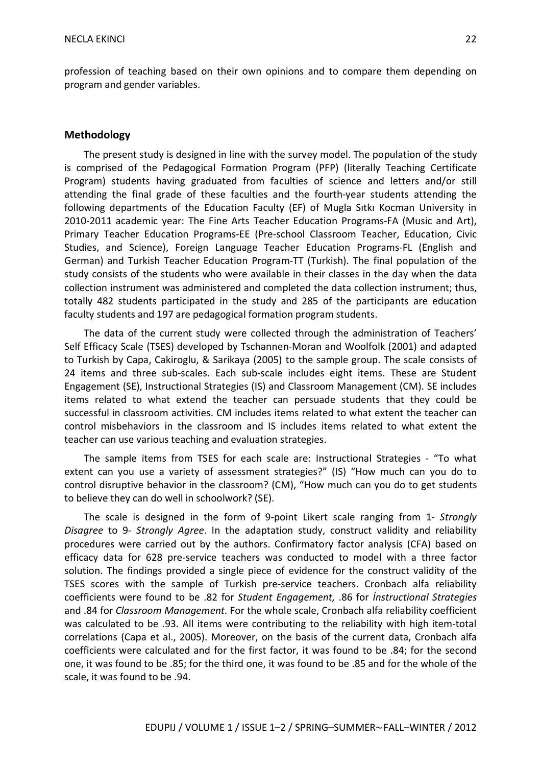profession of teaching based on their own opinions and to compare them depending on program and gender variables.

## Methodology

The present study is designed in line with the survey model. The population of the study is comprised of the Pedagogical Formation Program (PFP) (literally Teaching Certificate Program) students having graduated from faculties of science and letters and/or still attending the final grade of these faculties and the fourth-year students attending the following departments of the Education Faculty (EF) of Mugla Sıtkı Kocman University in 2010-2011 academic year: The Fine Arts Teacher Education Programs-FA (Music and Art), Primary Teacher Education Programs-EE (Pre-school Classroom Teacher, Education, Civic Studies, and Science), Foreign Language Teacher Education Programs-FL (English and German) and Turkish Teacher Education Program-TT (Turkish). The final population of the study consists of the students who were available in their classes in the day when the data collection instrument was administered and completed the data collection instrument; thus, totally 482 students participated in the study and 285 of the participants are education faculty students and 197 are pedagogical formation program students.

The data of the current study were collected through the administration of Teachers' Self Efficacy Scale (TSES) developed by Tschannen-Moran and Woolfolk (2001) and adapted to Turkish by Capa, Cakiroglu, & Sarikaya (2005) to the sample group. The scale consists of 24 items and three sub-scales. Each sub-scale includes eight items. These are Student Engagement (SE), Instructional Strategies (IS) and Classroom Management (CM). SE includes items related to what extend the teacher can persuade students that they could be successful in classroom activities. CM includes items related to what extent the teacher can control misbehaviors in the classroom and IS includes items related to what extent the teacher can use various teaching and evaluation strategies.

The sample items from TSES for each scale are: Instructional Strategies - "To what extent can you use a variety of assessment strategies?" (IS) "How much can you do to control disruptive behavior in the classroom? (CM), "How much can you do to get students to believe they can do well in schoolwork? (SE).

The scale is designed in the form of 9-point Likert scale ranging from 1- *Strongly Disagree* to 9- *Strongly Agree*. In the adaptation study, construct validity and reliability procedures were carried out by the authors. Confirmatory factor analysis (CFA) based on efficacy data for 628 pre-service teachers was conducted to model with a three factor solution. The findings provided a single piece of evidence for the construct validity of the TSES scores with the sample of Turkish pre-service teachers. Cronbach alfa reliability coefficients were found to be .82 for *Student Engagement,* .86 for *İnstructional Strategies* and .84 for *Classroom Management*. For the whole scale, Cronbach alfa reliability coefficient was calculated to be .93. All items were contributing to the reliability with high item-total correlations (Capa et al., 2005). Moreover, on the basis of the current data, Cronbach alfa coefficients were calculated and for the first factor, it was found to be .84; for the second one, it was found to be .85; for the third one, it was found to be .85 and for the whole of the scale, it was found to be .94.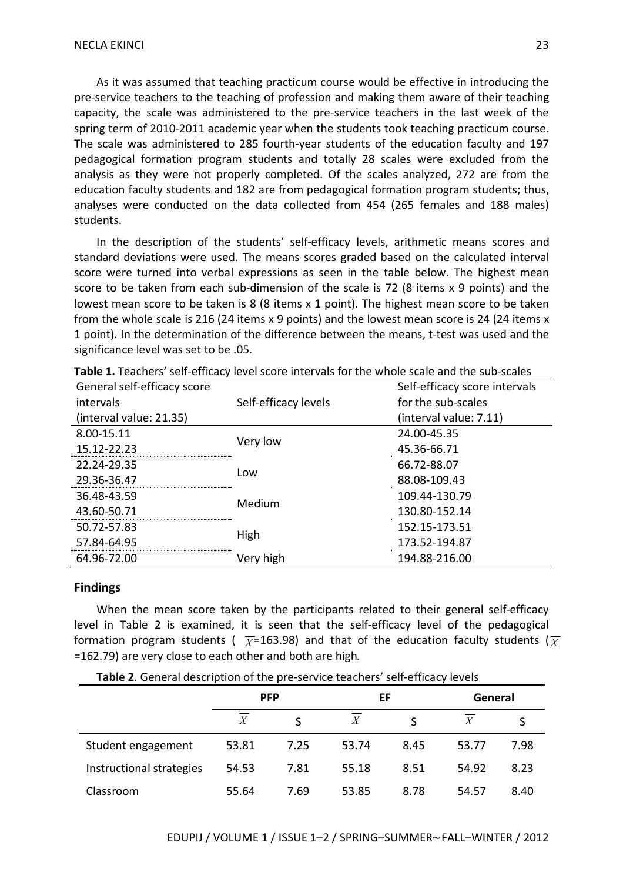As it was assumed that teaching practicum course would be effective in introducing the pre-service teachers to the teaching of profession and making them aware of their teaching capacity, the scale was administered to the pre-service teachers in the last week of the spring term of 2010-2011 academic year when the students took teaching practicum course. The scale was administered to 285 fourth-year students of the education faculty and 197 pedagogical formation program students and totally 28 scales were excluded from the analysis as they were not properly completed. Of the scales analyzed, 272 are from the education faculty students and 182 are from pedagogical formation program students; thus, analyses were conducted on the data collected from 454 (265 females and 188 males) students.

In the description of the students' self-efficacy levels, arithmetic means scores and standard deviations were used. The means scores graded based on the calculated interval score were turned into verbal expressions as seen in the table below. The highest mean score to be taken from each sub-dimension of the scale is 72 (8 items x 9 points) and the lowest mean score to be taken is 8 (8 items x 1 point). The highest mean score to be taken from the whole scale is 216 (24 items x 9 points) and the lowest mean score is 24 (24 items x 1 point). In the determination of the difference between the means, t-test was used and the significance level was set to be .05.

**Table 1.** Teachers' self-efficacy level score intervals for the whole scale and the sub-scales

| General self-efficacy score intervals (interval value: 21.35) | Self-efficacy levels | Self-efficacy score intervals for the sub-scales (interval value: 7.11) |
|---|---|---|
| 8.00-15.11 | Very low | 24.00-45.35 |
| 15.12-22.23 | | 45.36-66.71 |
| 22.24-29.35 | Low | 66.72-88.07 |
| 29.36-36.47 | | 88.08-109.43 |
| 36.48-43.59 | Medium | 109.44-130.79 |
| 43.60-50.71 | | 130.80-152.14 |
| 50.72-57.83 | High | 152.15-173.51 |
| 57.84-64.95 | | 173.52-194.87 |
| 64.96-72.00 | Very high | 194.88-216.00 |

## Findings

When the mean score taken by the participants related to their general self-efficacy level in Table 2 is examined, it is seen that the self-efficacy level of the pedagogical formation program students ( $\overline{X}$=163.98) and that of the education faculty students ($\overline{X}$ =162.79) are very close to each other and both are high.

**Table 2**. General description of the pre-service teachers' self-efficacy levels

| | PFP | | EF | | General | |
|---|---|---|---|---|---|---|
| | $\overline{X}$ | S | $\overline{X}$ | S | $\overline{X}$ | S |
| Student engagement | 53.81 | 7.25 | 53.74 | 8.45 | 53.77 | 7.98 |
| Instructional strategies | 54.53 | 7.81 | 55.18 | 8.51 | 54.92 | 8.23 |
| Classroom | 55.64 | 7.69 | 53.85 | 8.78 | 54.57 | 8.40 |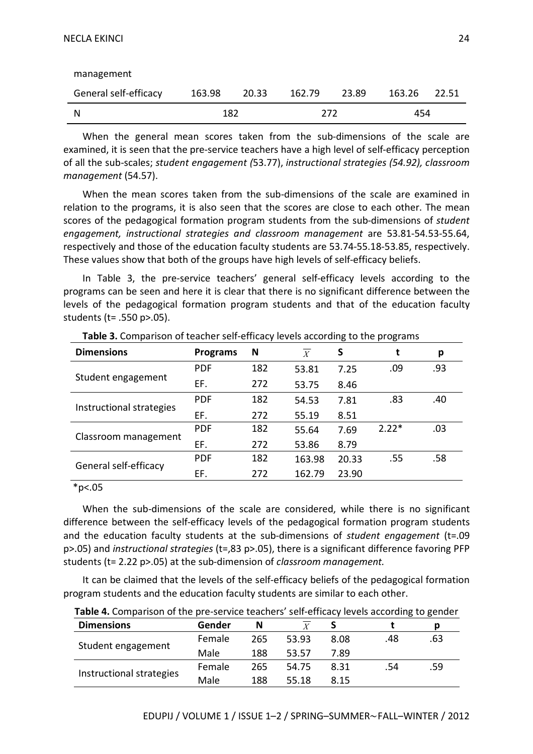| | | | | | | |
|---|---|---|---|---|---|---|
| management | | | | | | |
| General self-efficacy | 163.98 | 20.33 | 162.79 | 23.89 | 163.26 | 22.51 |
| N | 182 | | 272 | | 454 | |

When the general mean scores taken from the sub-dimensions of the scale are examined, it is seen that the pre-service teachers have a high level of self-efficacy perception of all the sub-scales; *student engagement (*53.77), *instructional strategies (54.92), classroom management* (54.57).

When the mean scores taken from the sub-dimensions of the scale are examined in relation to the programs, it is also seen that the scores are close to each other. The mean scores of the pedagogical formation program students from the sub-dimensions of *student engagement, instructional strategies and classroom management* are 53.81-54.53-55.64, respectively and those of the education faculty students are 53.74-55.18-53.85, respectively. These values show that both of the groups have high levels of self-efficacy beliefs.

In Table 3, the pre-service teachers' general self-efficacy levels according to the programs can be seen and here it is clear that there is no significant difference between the levels of the pedagogical formation program students and that of the education faculty students (t= .550 p>.05).

**Table 3.** Comparison of teacher self-efficacy levels according to the programs

| Dimensions | Programs | N | $\overline{X}$ | S | t | p |
|---|---|---|---|---|---|---|
| Student engagement | PDF | 182 | 53.81 | 7.25 | .09 | .93 |
| | EF. | 272 | 53.75 | 8.46 | | |
| Instructional strategies | PDF | 182 | 54.53 | 7.81 | .83 | .40 |
| | EF. | 272 | 55.19 | 8.51 | | |
| Classroom management | PDF | 182 | 55.64 | 7.69 | 2.22* | .03 |
| | EF. | 272 | 53.86 | 8.79 | | |
| General self-efficacy | PDF | 182 | 163.98 | 20.33 | .55 | .58 |
| | EF. | 272 | 162.79 | 23.90 | | |

*p<.05

When the sub-dimensions of the scale are considered, while there is no significant difference between the self-efficacy levels of the pedagogical formation program students and the education faculty students at the sub-dimensions of *student engagement* (t=.09 p>.05) and *instructional strategies* (t=,83 p>.05), there is a significant difference favoring PFP students (t= 2.22 p>.05) at the sub-dimension of *classroom management.*

It can be claimed that the levels of the self-efficacy beliefs of the pedagogical formation program students and the education faculty students are similar to each other.

**Table 4.** Comparison of the pre-service teachers' self-efficacy levels according to gender

| Dimensions | Gender | N | $\overline{X}$ | S | t | p |
|---|---|---|---|---|---|---|
| Student engagement | Female | 265 | 53.93 | 8.08 | .48 | .63 |
| | Male | 188 | 53.57 | 7.89 | | |
| Instructional strategies | Female | 265 | 54.75 | 8.31 | .54 | .59 |
| | Male | 188 | 55.18 | 8.15 | | |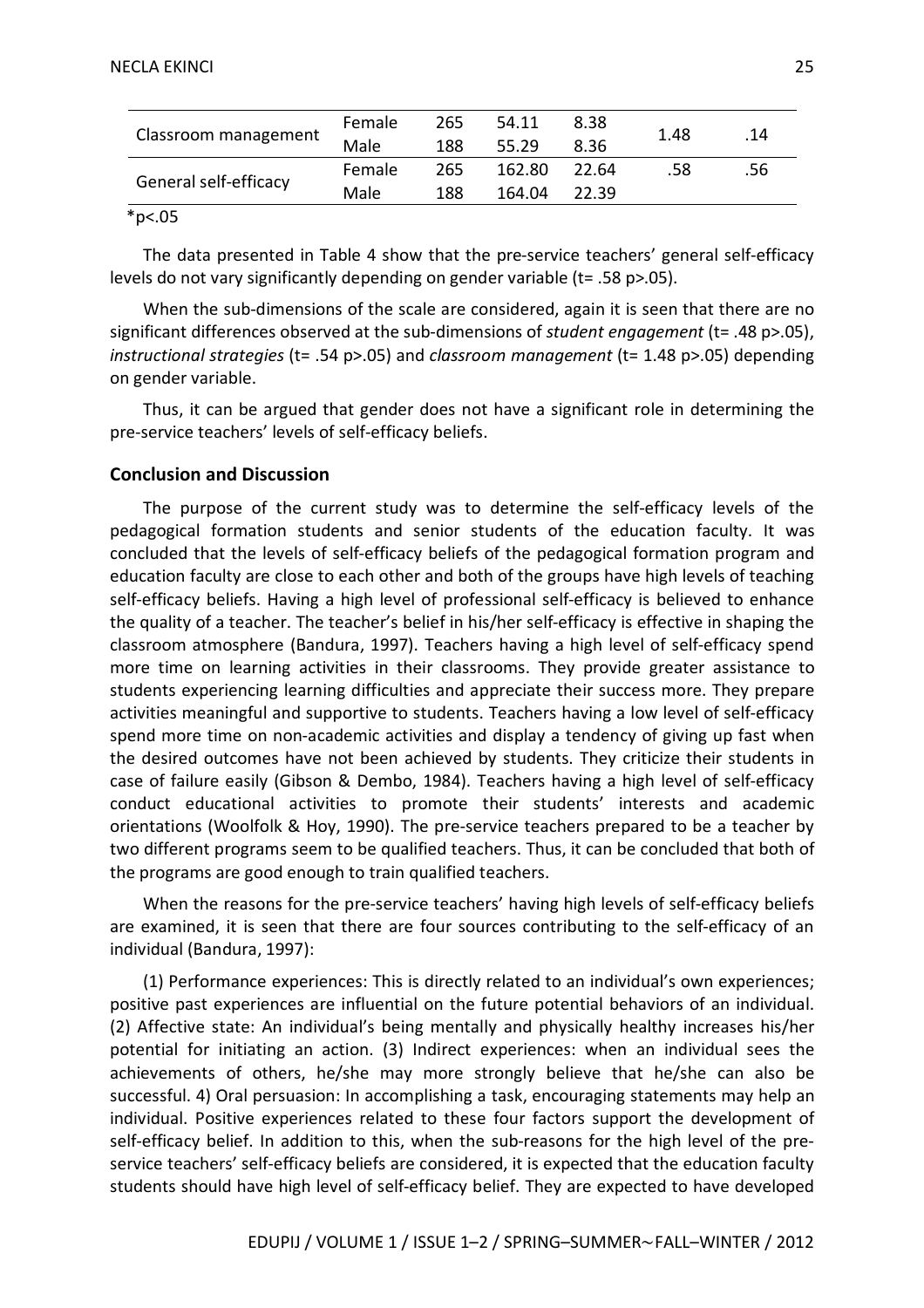| | | | | | | |
|---|---|---|---|---|---|---|
| Classroom management | Female | 265 | 54.11 | 8.38 | 1.48 | .14 |
| | Male | 188 | 55.29 | 8.36 | | |
| General self-efficacy | Female | 265 | 162.80 | 22.64 | .58 | .56 |
| | Male | 188 | 164.04 | 22.39 | | |

*p<.05

The data presented in Table 4 show that the pre-service teachers' general self-efficacy levels do not vary significantly depending on gender variable (t= .58 p>.05).

When the sub-dimensions of the scale are considered, again it is seen that there are no significant differences observed at the sub-dimensions of *student engagement* (t= .48 p>.05), *instructional strategies* (t= .54 p>.05) and *classroom management* (t= 1.48 p>.05) depending on gender variable.

Thus, it can be argued that gender does not have a significant role in determining the pre-service teachers' levels of self-efficacy beliefs.

## Conclusion and Discussion

The purpose of the current study was to determine the self-efficacy levels of the pedagogical formation students and senior students of the education faculty. It was concluded that the levels of self-efficacy beliefs of the pedagogical formation program and education faculty are close to each other and both of the groups have high levels of teaching self-efficacy beliefs. Having a high level of professional self-efficacy is believed to enhance the quality of a teacher. The teacher's belief in his/her self-efficacy is effective in shaping the classroom atmosphere (Bandura, 1997). Teachers having a high level of self-efficacy spend more time on learning activities in their classrooms. They provide greater assistance to students experiencing learning difficulties and appreciate their success more. They prepare activities meaningful and supportive to students. Teachers having a low level of self-efficacy spend more time on non-academic activities and display a tendency of giving up fast when the desired outcomes have not been achieved by students. They criticize their students in case of failure easily (Gibson & Dembo, 1984). Teachers having a high level of self-efficacy conduct educational activities to promote their students' interests and academic orientations (Woolfolk & Hoy, 1990). The pre-service teachers prepared to be a teacher by two different programs seem to be qualified teachers. Thus, it can be concluded that both of the programs are good enough to train qualified teachers.

When the reasons for the pre-service teachers' having high levels of self-efficacy beliefs are examined, it is seen that there are four sources contributing to the self-efficacy of an individual (Bandura, 1997):

(1) Performance experiences: This is directly related to an individual's own experiences; positive past experiences are influential on the future potential behaviors of an individual. (2) Affective state: An individual's being mentally and physically healthy increases his/her potential for initiating an action. (3) Indirect experiences: when an individual sees the achievements of others, he/she may more strongly believe that he/she can also be successful. 4) Oral persuasion: In accomplishing a task, encouraging statements may help an individual. Positive experiences related to these four factors support the development of self-efficacy belief. In addition to this, when the sub-reasons for the high level of the pre-service teachers' self-efficacy beliefs are considered, it is expected that the education faculty students should have high level of self-efficacy belief. They are expected to have developed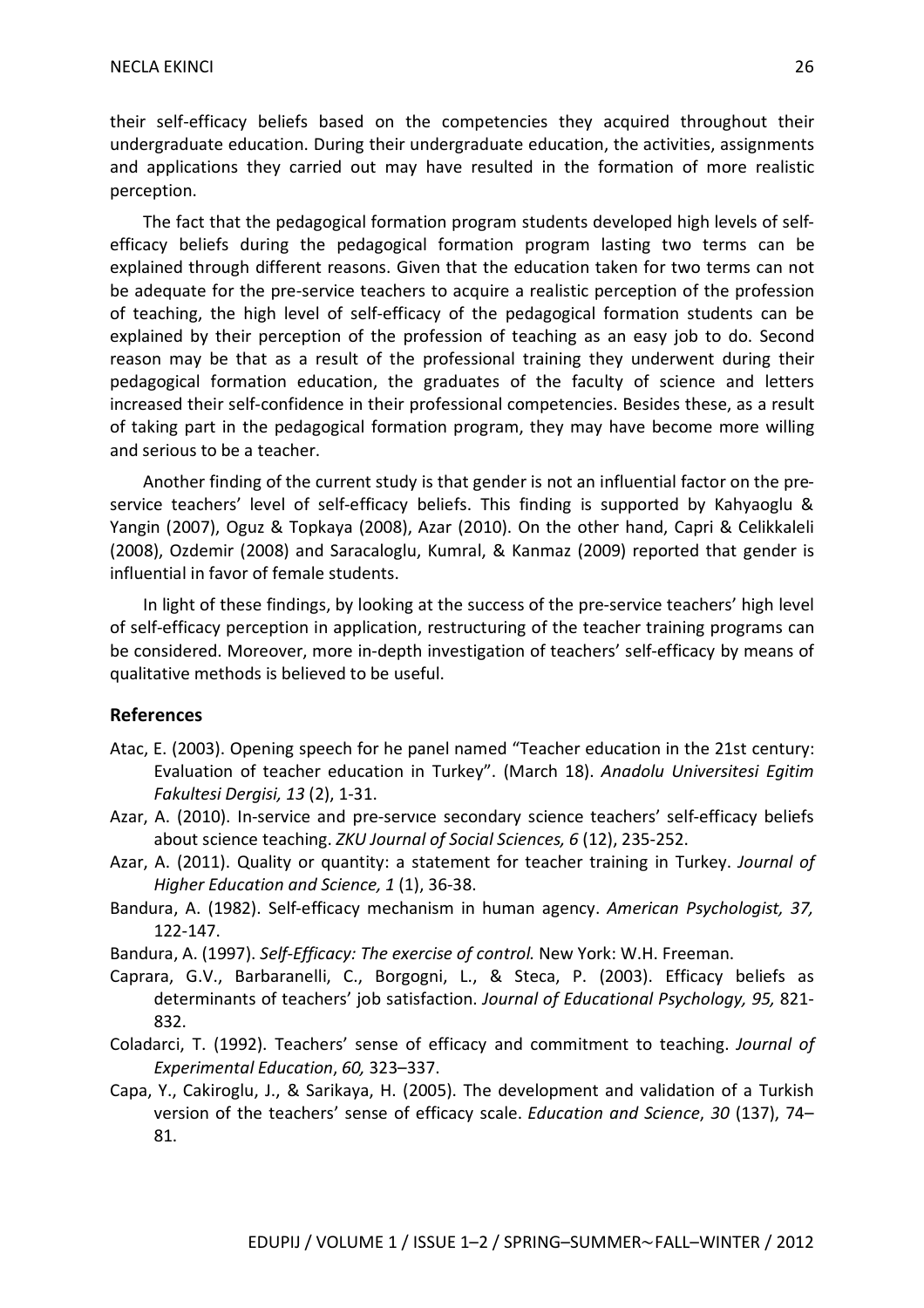their self-efficacy beliefs based on the competencies they acquired throughout their undergraduate education. During their undergraduate education, the activities, assignments and applications they carried out may have resulted in the formation of more realistic perception.

The fact that the pedagogical formation program students developed high levels of self-efficacy beliefs during the pedagogical formation program lasting two terms can be explained through different reasons. Given that the education taken for two terms can not be adequate for the pre-service teachers to acquire a realistic perception of the profession of teaching, the high level of self-efficacy of the pedagogical formation students can be explained by their perception of the profession of teaching as an easy job to do. Second reason may be that as a result of the professional training they underwent during their pedagogical formation education, the graduates of the faculty of science and letters increased their self-confidence in their professional competencies. Besides these, as a result of taking part in the pedagogical formation program, they may have become more willing and serious to be a teacher.

Another finding of the current study is that gender is not an influential factor on the pre-service teachers' level of self-efficacy beliefs. This finding is supported by Kahyaoglu & Yangin (2007), Oguz & Topkaya (2008), Azar (2010). On the other hand, Capri & Celikkaleli (2008), Ozdemir (2008) and Saracaloglu, Kumral, & Kanmaz (2009) reported that gender is influential in favor of female students.

In light of these findings, by looking at the success of the pre-service teachers' high level of self-efficacy perception in application, restructuring of the teacher training programs can be considered. Moreover, more in-depth investigation of teachers' self-efficacy by means of qualitative methods is believed to be useful.

## References

Atac, E. (2003). Opening speech for he panel named "Teacher education in the 21st century: Evaluation of teacher education in Turkey". (March 18). *Anadolu Universitesi Egitim Fakultesi Dergisi, 13* (2), 1-31.

Azar, A. (2010). In-service and pre-servıce secondary science teachers' self-efficacy beliefs about science teaching. *ZKU Journal of Social Sciences, 6* (12), 235-252.

Azar, A. (2011). Quality or quantity: a statement for teacher training in Turkey. *Journal of Higher Education and Science, 1* (1), 36-38.

Bandura, A. (1982). Self-efficacy mechanism in human agency. *American Psychologist, 37,* 122-147.

Bandura, A. (1997). *Self-Efficacy: The exercise of control.* New York: W.H. Freeman.

Caprara, G.V., Barbaranelli, C., Borgogni, L., & Steca, P. (2003). Efficacy beliefs as determinants of teachers' job satisfaction. *Journal of Educational Psychology, 95,* 821-832.

Coladarci, T. (1992). Teachers' sense of efficacy and commitment to teaching. *Journal of Experimental Education*, *60,* 323–337.

Capa, Y., Cakiroglu, J., & Sarikaya, H. (2005). The development and validation of a Turkish version of the teachers' sense of efficacy scale. *Education and Science*, *30* (137), 74–81.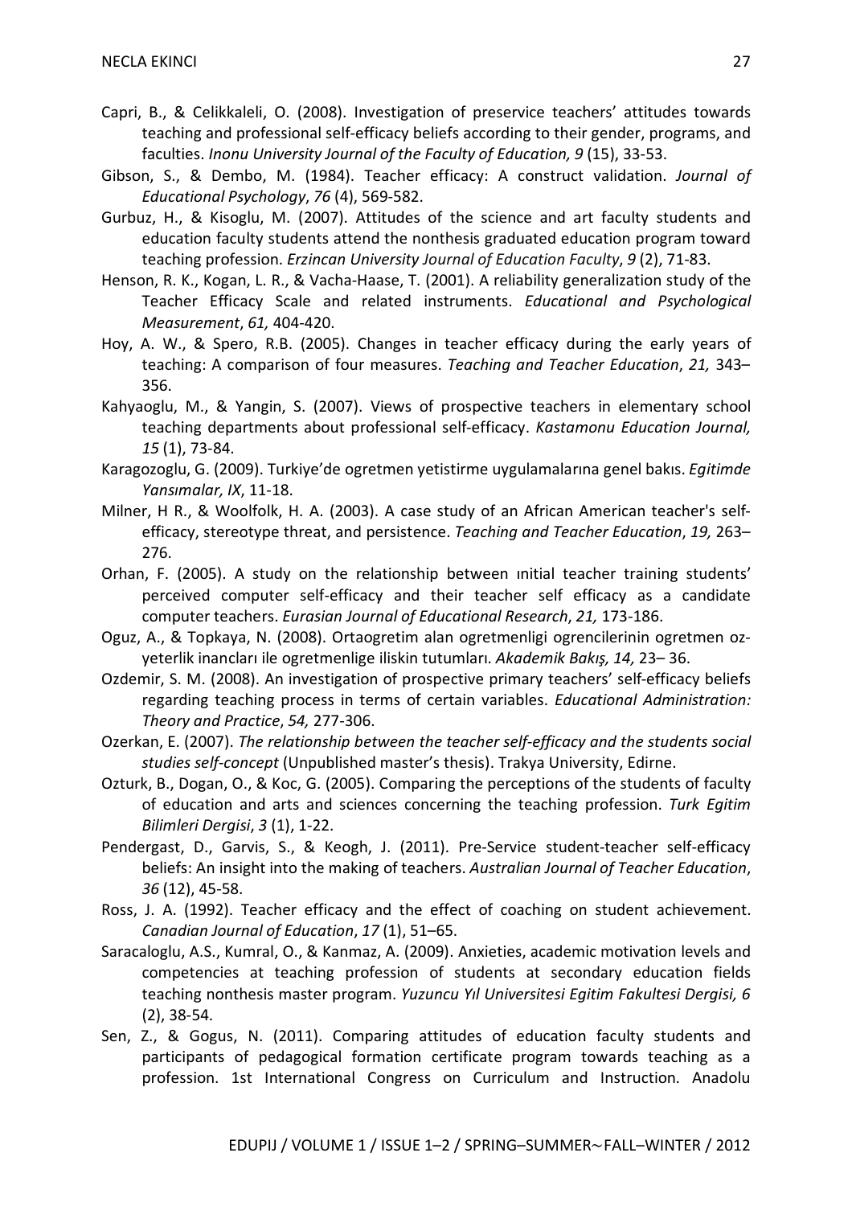Capri, B., & Celikkaleli, O. (2008). Investigation of preservice teachers' attitudes towards teaching and professional self-efficacy beliefs according to their gender, programs, and faculties. *Inonu University Journal of the Faculty of Education, 9* (15), 33-53.

Gibson, S., & Dembo, M. (1984). Teacher efficacy: A construct validation. *Journal of Educational Psychology*, *76* (4), 569-582.

Gurbuz, H., & Kisoglu, M. (2007). Attitudes of the science and art faculty students and education faculty students attend the nonthesis graduated education program toward teaching profession. *Erzincan University Journal of Education Faculty*, *9* (2), 71-83.

Henson, R. K., Kogan, L. R., & Vacha-Haase, T. (2001). A reliability generalization study of the Teacher Efficacy Scale and related instruments. *Educational and Psychological Measurement*, *61,* 404-420.

Hoy, A. W., & Spero, R.B. (2005). Changes in teacher efficacy during the early years of teaching: A comparison of four measures. *Teaching and Teacher Education*, *21,* 343–356.

Kahyaoglu, M., & Yangin, S. (2007). Views of prospective teachers in elementary school teaching departments about professional self-efficacy. *Kastamonu Education Journal, 15* (1), 73-84.

Karagozoglu, G. (2009). Turkiye'de ogretmen yetistirme uygulamalarına genel bakıs. *Egitimde Yansımalar, IX*, 11-18.

Milner, H R., & Woolfolk, H. A. (2003). A case study of an African American teacher's self-efficacy, stereotype threat, and persistence. *Teaching and Teacher Education*, *19,* 263–276.

Orhan, F. (2005). A study on the relationship between ınitial teacher training students' perceived computer self-efficacy and their teacher self efficacy as a candidate computer teachers. *Eurasian Journal of Educational Research*, *21,* 173-186.

Oguz, A., & Topkaya, N. (2008). Ortaogretim alan ogretmenligi ogrencilerinin ogretmen oz-yeterlik inancları ile ogretmenlige iliskin tutumları. *Akademik Bakış, 14,* 23– 36.

Ozdemir, S. M. (2008). An investigation of prospective primary teachers' self-efficacy beliefs regarding teaching process in terms of certain variables. *Educational Administration: Theory and Practice*, *54,* 277-306.

Ozerkan, E. (2007). *The relationship between the teacher self-efficacy and the students social studies self-concept* (Unpublished master's thesis). Trakya University, Edirne.

Ozturk, B., Dogan, O., & Koc, G. (2005). Comparing the perceptions of the students of faculty of education and arts and sciences concerning the teaching profession. *Turk Egitim Bilimleri Dergisi*, *3* (1), 1-22.

Pendergast, D., Garvis, S., & Keogh, J. (2011). Pre-Service student-teacher self-efficacy beliefs: An insight into the making of teachers. *Australian Journal of Teacher Education*, *36* (12), 45-58.

Ross, J. A. (1992). Teacher efficacy and the effect of coaching on student achievement. *Canadian Journal of Education*, *17* (1), 51–65.

Saracaloglu, A.S., Kumral, O., & Kanmaz, A. (2009). Anxieties, academic motivation levels and competencies at teaching profession of students at secondary education fields teaching nonthesis master program. *Yuzuncu Yıl Universitesi Egitim Fakultesi Dergisi, 6* (2), 38-54.

Sen, Z., & Gogus, N. (2011). Comparing attitudes of education faculty students and participants of pedagogical formation certificate program towards teaching as a profession. 1st International Congress on Curriculum and Instruction. Anadolu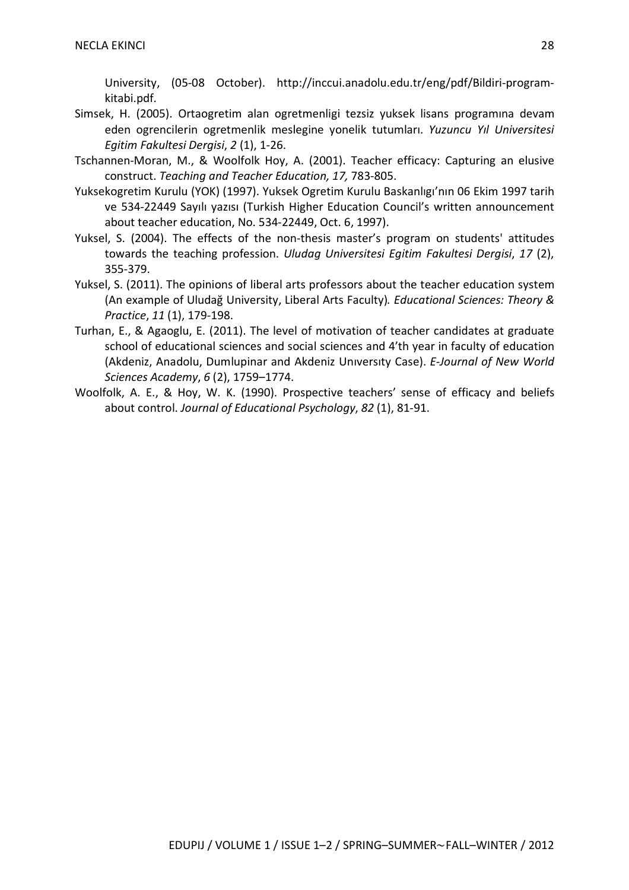University, (05-08 October). http://inccui.anadolu.edu.tr/eng/pdf/Bildiri-program-kitabi.pdf.

Simsek, H. (2005). Ortaogretim alan ogretmenligi tezsiz yuksek lisans programına devam eden ogrencilerin ogretmenlik meslegine yonelik tutumları. *Yuzuncu Yıl Universitesi Egitim Fakultesi Dergisi*, *2* (1), 1-26.

Tschannen-Moran, M., & Woolfolk Hoy, A. (2001). Teacher efficacy: Capturing an elusive construct. *Teaching and Teacher Education, 17,* 783-805.

Yuksekogretim Kurulu (YOK) (1997). Yuksek Ogretim Kurulu Baskanlıgı'nın 06 Ekim 1997 tarih ve 534-22449 Sayılı yazısı (Turkish Higher Education Council's written announcement about teacher education, No. 534-22449, Oct. 6, 1997).

Yuksel, S. (2004). The effects of the non-thesis master's program on students' attitudes towards the teaching profession. *Uludag Universitesi Egitim Fakultesi Dergisi*, *17* (2), 355-379.

Yuksel, S. (2011). The opinions of liberal arts professors about the teacher education system (An example of Uludağ University, Liberal Arts Faculty)*. Educational Sciences: Theory & Practice*, *11* (1), 179-198.

Turhan, E., & Agaoglu, E. (2011). The level of motivation of teacher candidates at graduate school of educational sciences and social sciences and 4'th year in faculty of education (Akdeniz, Anadolu, Dumlupinar and Akdeniz Unıversıty Case). *E-Journal of New World Sciences Academy*, *6* (2), 1759–1774.

Woolfolk, A. E., & Hoy, W. K. (1990). Prospective teachers' sense of efficacy and beliefs about control. *Journal of Educational Psychology*, *82* (1), 81-91.